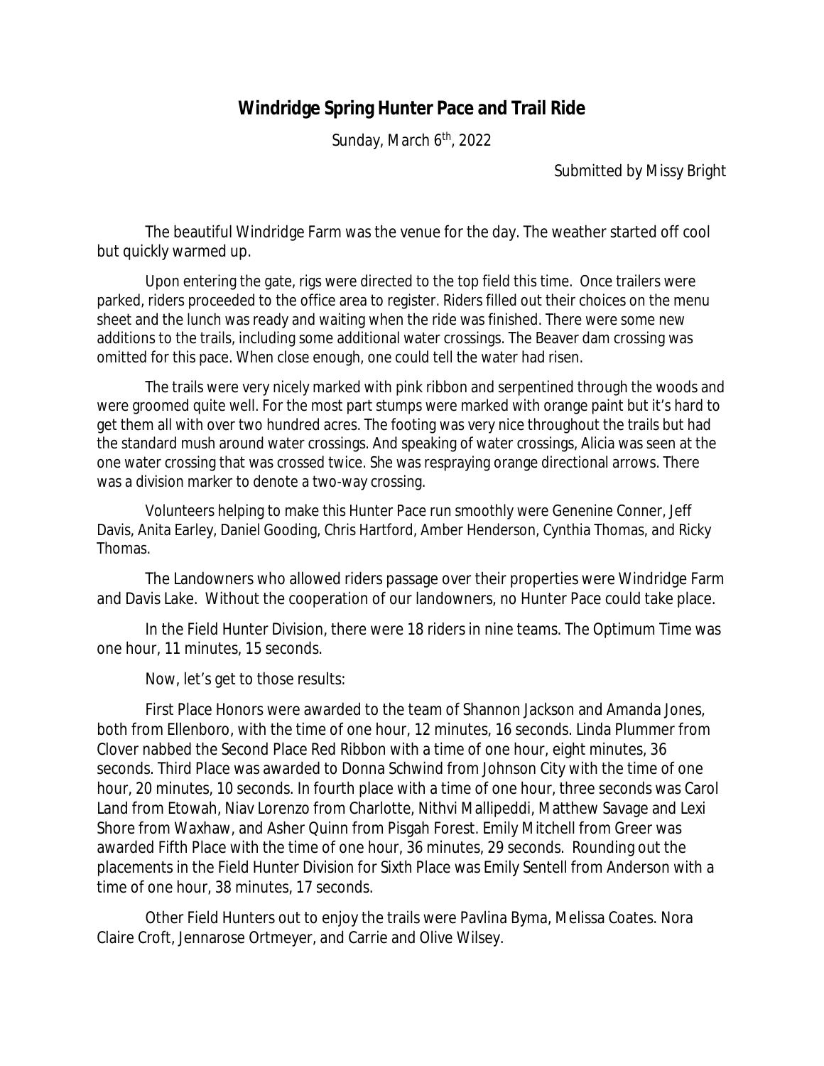# Windridge Spring Hunter Pace and Trail Ride

Sunday, March 6th, 2022

Submitted by Missy Bright

The beautiful Windridge Farm was the venue for the day. The weather started off cool but quickly warmed up.

Upon entering the gate, rigs were directed to the top field this time. Once trailers were parked, riders proceeded to the office area to register. Riders filled out their choices on the menu sheet and the lunch was ready and waiting when the ride was finished. There were some new additions to the trails, including some additional water crossings. The Beaver dam crossing was omitted for this pace. When close enough, one could tell the water had risen.

The trails were very nicely marked with pink ribbon and serpentined through the woods and were groomed quite well. For the most part stumps were marked with orange paint but it's hard to get them all with over two hundred acres. The footing was very nice throughout the trails but had the standard mush around water crossings. And speaking of water crossings, Alicia was seen at the one water crossing that was crossed twice. She was respraying orange directional arrows. There was a division marker to denote a two-way crossing.

Volunteers helping to make this Hunter Pace run smoothly were Genenine Conner, Jeff Davis, Anita Earley, Daniel Gooding, Chris Hartford, Amber Henderson, Cynthia Thomas, and Ricky Thomas.

The Landowners who allowed riders passage over their properties were Windridge Farm and Davis Lake. Without the cooperation of our landowners, no Hunter Pace could take place.

In the Field Hunter Division, there were 18 riders in nine teams. The Optimum Time was one hour, 11 minutes, 15 seconds.

Now, let's get to those results:

First Place Honors were awarded to the team of Shannon Jackson and Amanda Jones, both from Ellenboro, with the time of one hour, 12 minutes, 16 seconds. Linda Plummer from Clover nabbed the Second Place Red Ribbon with a time of one hour, eight minutes, 36 seconds. Third Place was awarded to Donna Schwind from Johnson City with the time of one hour, 20 minutes, 10 seconds. In fourth place with a time of one hour, three seconds was Carol Land from Etowah, Niav Lorenzo from Charlotte, Nithvi Mallipeddi, Matthew Savage and Lexi Shore from Waxhaw, and Asher Quinn from Pisgah Forest. Emily Mitchell from Greer was awarded Fifth Place with the time of one hour, 36 minutes, 29 seconds. Rounding out the placements in the Field Hunter Division for Sixth Place was Emily Sentell from Anderson with a time of one hour, 38 minutes, 17 seconds.

Other Field Hunters out to enjoy the trails were Pavlina Byma, Melissa Coates. Nora Claire Croft, Jennarose Ortmeyer, and Carrie and Olive Wilsey.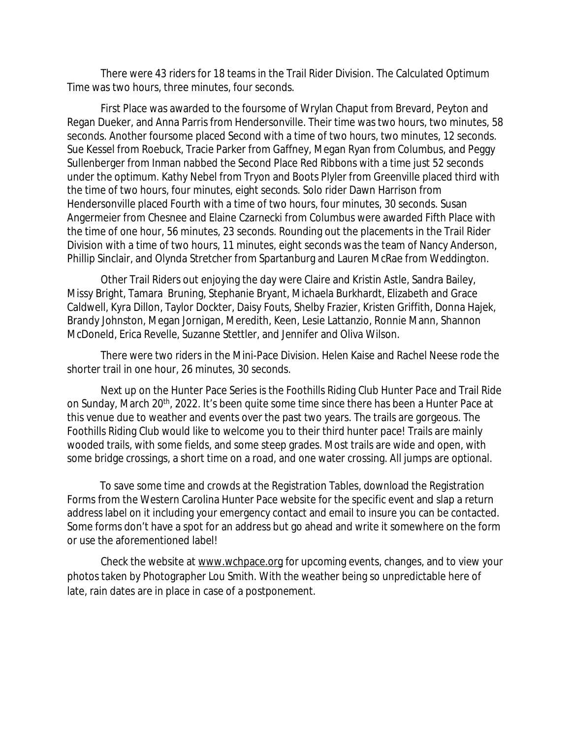There were 43 riders for 18 teams in the Trail Rider Division. The Calculated Optimum Time was two hours, three minutes, four seconds.

First Place was awarded to the foursome of Wrylan Chaput from Brevard, Peyton and Regan Dueker, and Anna Parris from Hendersonville. Their time was two hours, two minutes, 58 seconds. Another foursome placed Second with a time of two hours, two minutes, 12 seconds. Sue Kessel from Roebuck, Tracie Parker from Gaffney, Megan Ryan from Columbus, and Peggy Sullenberger from Inman nabbed the Second Place Red Ribbons with a time just 52 seconds under the optimum. Kathy Nebel from Tryon and Boots Plyler from Greenville placed third with the time of two hours, four minutes, eight seconds. Solo rider Dawn Harrison from Hendersonville placed Fourth with a time of two hours, four minutes, 30 seconds. Susan Angermeier from Chesnee and Elaine Czarnecki from Columbus were awarded Fifth Place with the time of one hour, 56 minutes, 23 seconds. Rounding out the placements in the Trail Rider Division with a time of two hours, 11 minutes, eight seconds was the team of Nancy Anderson, Phillip Sinclair, and Olynda Stretcher from Spartanburg and Lauren McRae from Weddington.

Other Trail Riders out enjoying the day were Claire and Kristin Astle, Sandra Bailey, Missy Bright, Tamara Bruning, Stephanie Bryant, Michaela Burkhardt, Elizabeth and Grace Caldwell, Kyra Dillon, Taylor Dockter, Daisy Fouts, Shelby Frazier, Kristen Griffith, Donna Hajek, Brandy Johnston, Megan Jornigan, Meredith, Keen, Lesie Lattanzio, Ronnie Mann, Shannon McDoneld, Erica Revelle, Suzanne Stettler, and Jennifer and Oliva Wilson.

There were two riders in the Mini-Pace Division. Helen Kaise and Rachel Neese rode the shorter trail in one hour, 26 minutes, 30 seconds.

Next up on the Hunter Pace Series is the Foothills Riding Club Hunter Pace and Trail Ride on Sunday, March 20th, 2022. It's been quite some time since there has been a Hunter Pace at this venue due to weather and events over the past two years. The trails are gorgeous. The Foothills Riding Club would like to welcome you to their third hunter pace! Trails are mainly wooded trails, with some fields, and some steep grades. Most trails are wide and open, with some bridge crossings, a short time on a road, and one water crossing. All jumps are optional.

To save some time and crowds at the Registration Tables, download the Registration Forms from the Western Carolina Hunter Pace website for the specific event and slap a return address label on it including your emergency contact and email to insure you can be contacted. Some forms don't have a spot for an address but go ahead and write it somewhere on the form or use the aforementioned label!

Check the website at www.wchpace.org for upcoming events, changes, and to view your photos taken by Photographer Lou Smith. With the weather being so unpredictable here of late, rain dates are in place in case of a postponement.